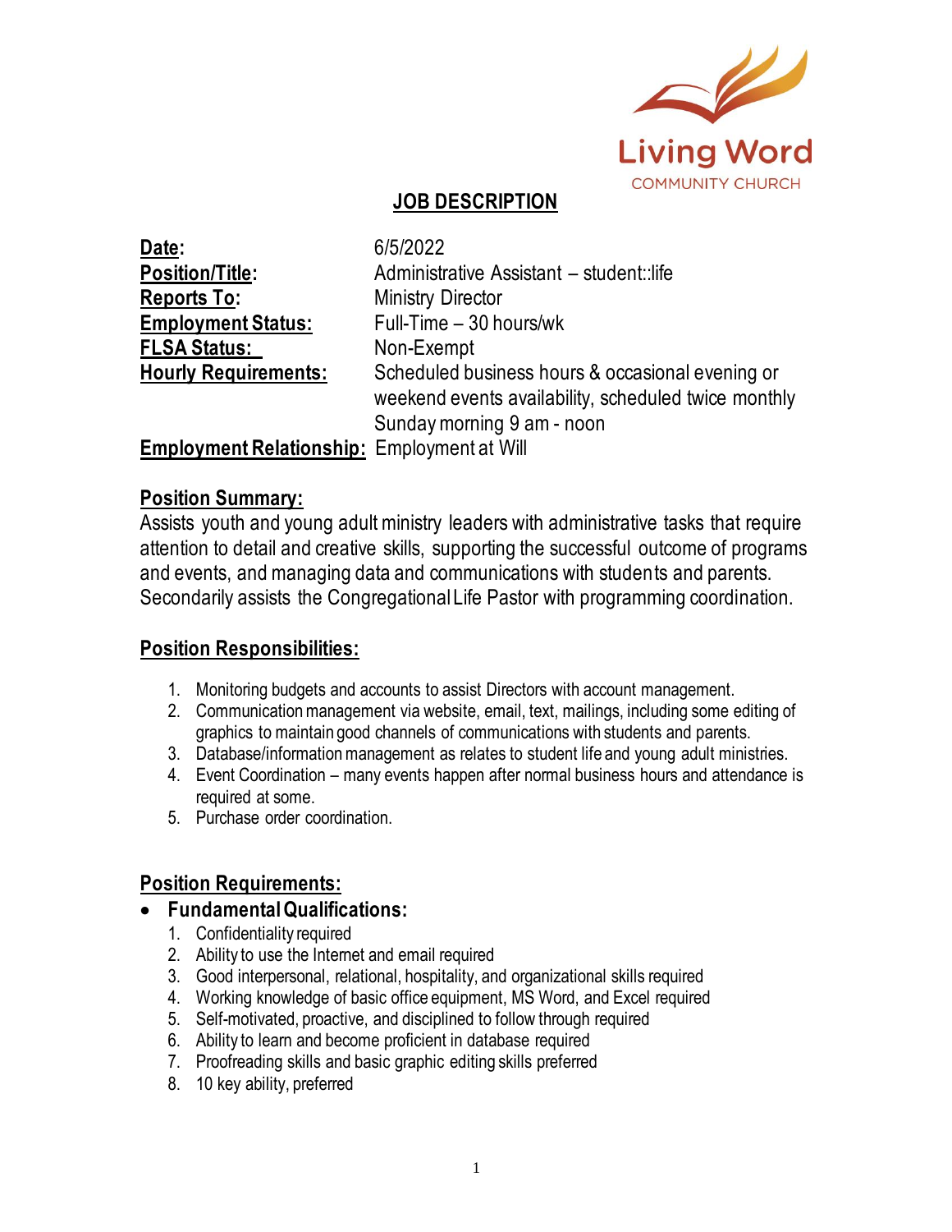Living Word
COMMUNITY CHURCH

# JOB DESCRIPTION

| | |
|---|---|
| **Date:** | 6/5/2022 |
| **Position/Title:** | Administrative Assistant – student::life |
| **Reports To:** | Ministry Director |
| **Employment Status:** | Full-Time – 30 hours/wk |
| **FLSA Status:** | Non-Exempt |
| **Hourly Requirements:** | Scheduled business hours & occasional evening or weekend events availability, scheduled twice monthly Sunday morning 9 am - noon |
| **Employment Relationship:** | Employment at Will |

## Position Summary:

Assists youth and young adult ministry leaders with administrative tasks that require attention to detail and creative skills, supporting the successful outcome of programs and events, and managing data and communications with students and parents. Secondarily assists the Congregational Life Pastor with programming coordination.

## Position Responsibilities:

1. Monitoring budgets and accounts to assist Directors with account management.
2. Communication management via website, email, text, mailings, including some editing of graphics to maintain good channels of communications with students and parents.
3. Database/information management as relates to student life and young adult ministries.
4. Event Coordination – many events happen after normal business hours and attendance is required at some.
5. Purchase order coordination.

## Position Requirements:

- **Fundamental Qualifications:**
  1. Confidentiality required
  2. Ability to use the Internet and email required
  3. Good interpersonal, relational, hospitality, and organizational skills required
  4. Working knowledge of basic office equipment, MS Word, and Excel required
  5. Self-motivated, proactive, and disciplined to follow through required
  6. Ability to learn and become proficient in database required
  7. Proofreading skills and basic graphic editing skills preferred
  8. 10 key ability, preferred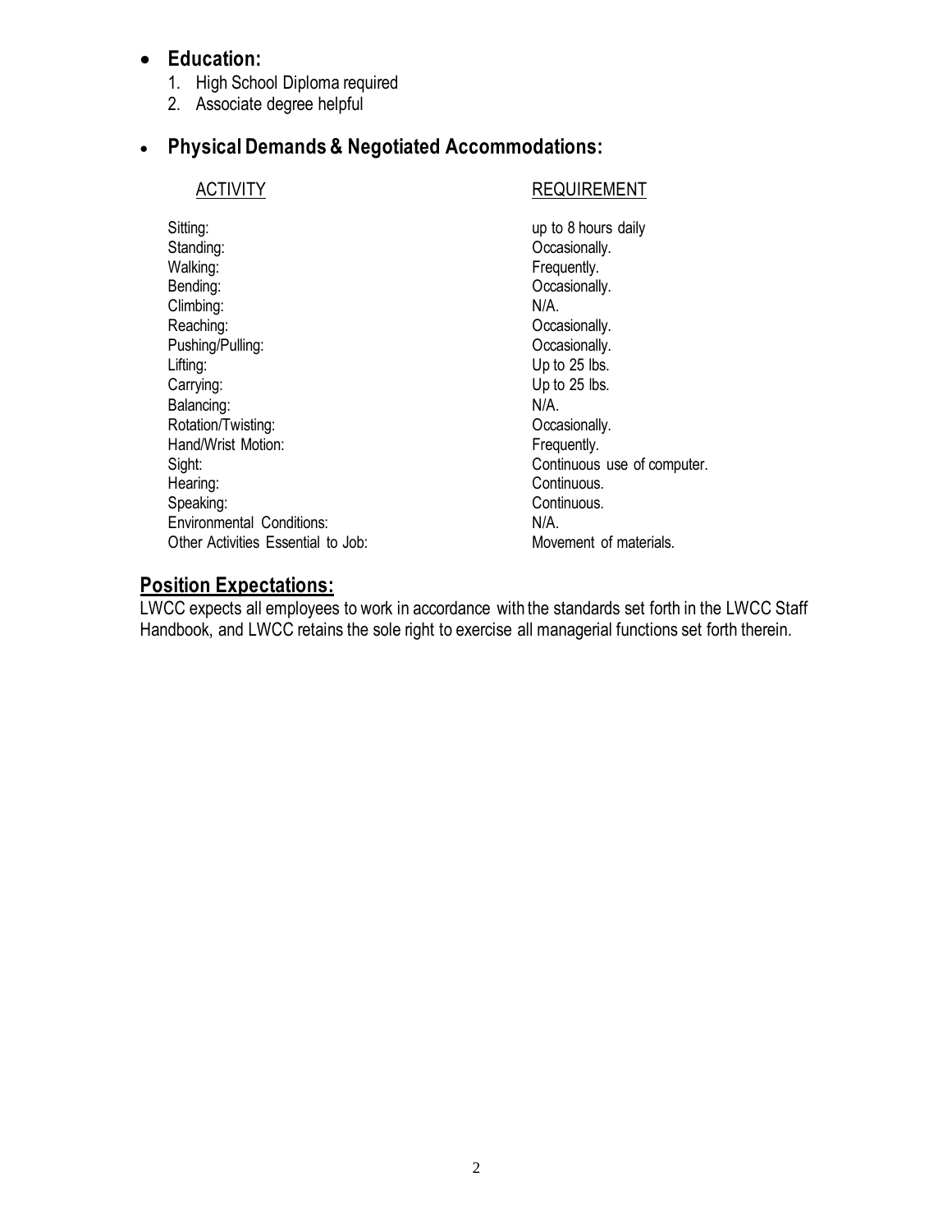- **Education:**
  1. High School Diploma required
  2. Associate degree helpful

- **Physical Demands & Negotiated Accommodations:**

| ACTIVITY | REQUIREMENT |
| --- | --- |
| Sitting: | up to 8 hours daily |
| Standing: | Occasionally. |
| Walking: | Frequently. |
| Bending: | Occasionally. |
| Climbing: | N/A. |
| Reaching: | Occasionally. |
| Pushing/Pulling: | Occasionally. |
| Lifting: | Up to 25 lbs. |
| Carrying: | Up to 25 lbs. |
| Balancing: | N/A. |
| Rotation/Twisting: | Occasionally. |
| Hand/Wrist Motion: | Frequently. |
| Sight: | Continuous use of computer. |
| Hearing: | Continuous. |
| Speaking: | Continuous. |
| Environmental Conditions: | N/A. |
| Other Activities Essential to Job: | Movement of materials. |

## Position Expectations:

LWCC expects all employees to work in accordance with the standards set forth in the LWCC Staff Handbook, and LWCC retains the sole right to exercise all managerial functions set forth therein.